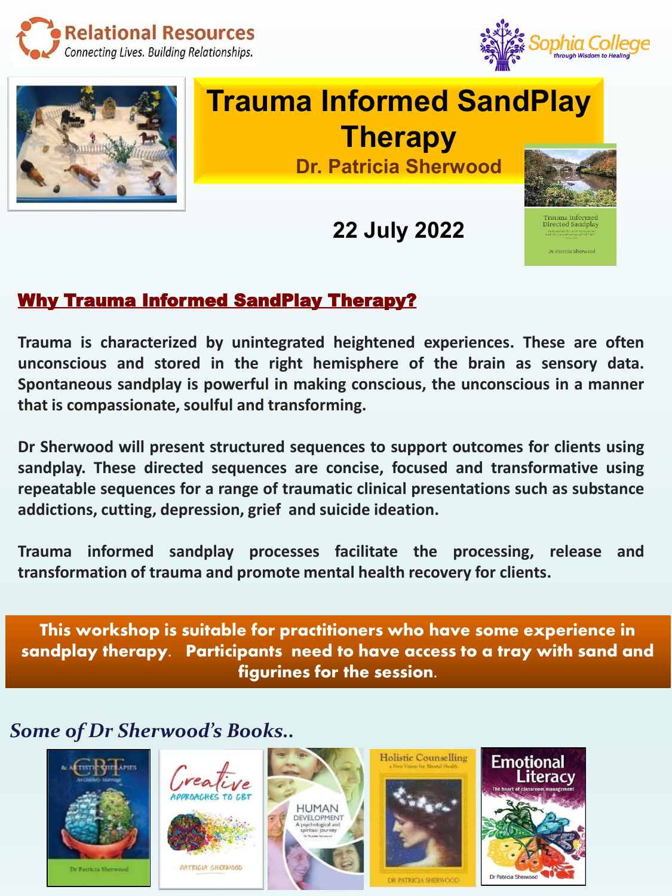Relational Resources
Connecting Lives. Building Relationships.

Sophia College
through Wisdom to Healing

# Trauma Informed SandPlay Therapy

**Dr. Patricia Sherwood**

**22 July 2022**

## Why Trauma Informed SandPlay Therapy?

**Trauma is characterized by unintegrated heightened experiences. These are often unconscious and stored in the right hemisphere of the brain as sensory data. Spontaneous sandplay is powerful in making conscious, the unconscious in a manner that is compassionate, soulful and transforming.**

**Dr Sherwood will present structured sequences to support outcomes for clients using sandplay. These directed sequences are concise, focused and transformative using repeatable sequences for a range of traumatic clinical presentations such as substance addictions, cutting, depression, grief and suicide ideation.**

**Trauma informed sandplay processes facilitate the processing, release and transformation of trauma and promote mental health recovery for clients.**

**This workshop is suitable for practitioners who have some experience in sandplay therapy. Participants need to have access to a tray with sand and figurines for the session.**

*Some of Dr Sherwood's Books..*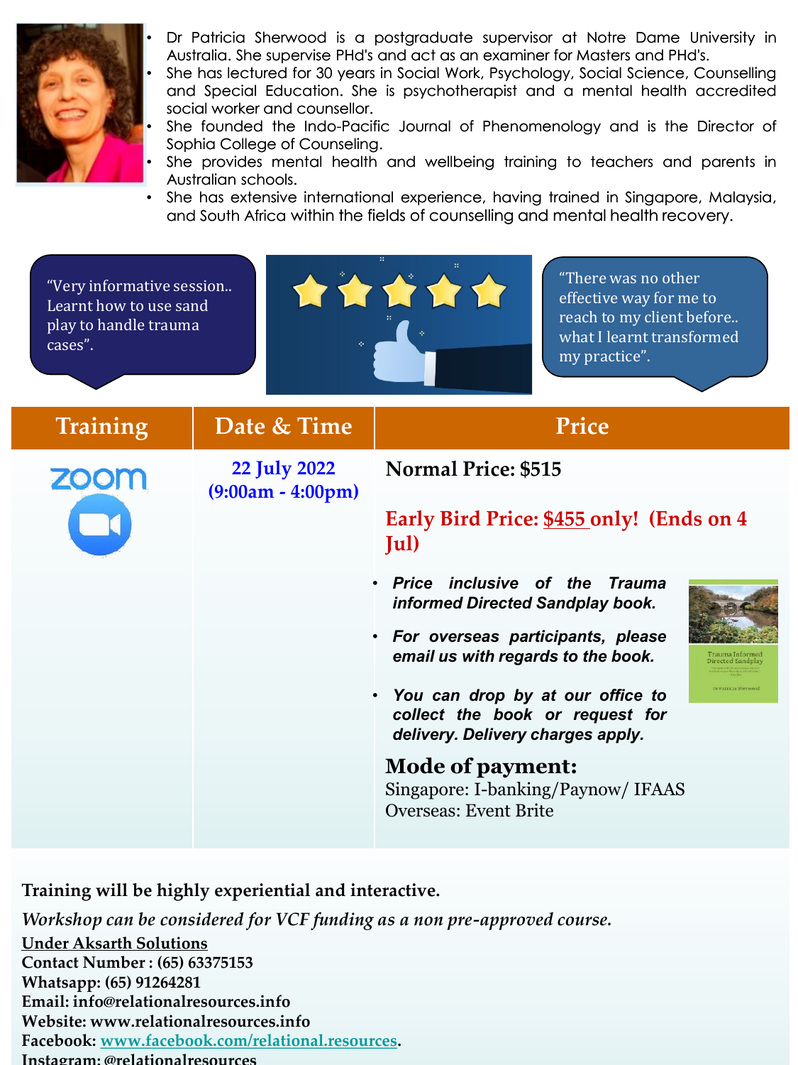- Dr Patricia Sherwood is a postgraduate supervisor at Notre Dame University in Australia. She supervise PHd's and act as an examiner for Masters and PHd's.
- She has lectured for 30 years in Social Work, Psychology, Social Science, Counselling and Special Education. She is psychotherapist and a mental health accredited social worker and counsellor.
- She founded the Indo-Pacific Journal of Phenomenology and is the Director of Sophia College of Counseling.
- She provides mental health and wellbeing training to teachers and parents in Australian schools.
- She has extensive international experience, having trained in Singapore, Malaysia, and South Africa within the fields of counselling and mental health recovery.

"Very informative session.. Learnt how to use sand play to handle trauma cases".

"There was no other effective way for me to reach to my client before.. what I learnt transformed my practice".

| Training | Date & Time | Price |
|---|---|---|
| Zoom | 22 July 2022 (9:00am - 4:00pm) | **Normal Price: $515**<br><br>**Early Bird Price: $455 only! (Ends on 4 Jul)**<br><br>• ***Price inclusive of the Trauma informed Directed Sandplay book.***<br>• ***For overseas participants, please email us with regards to the book.***<br>• ***You can drop by at our office to collect the book or request for delivery. Delivery charges apply.***<br><br>**Mode of payment:**<br>Singapore: I-banking/Paynow/ IFAAS<br>Overseas: Event Brite |

**Training will be highly experiential and interactive.**

*Workshop can be considered for VCF funding as a non pre-approved course.*

**Under Aksarth Solutions**
**Contact Number : (65) 63375153**
**Whatsapp: (65) 91264281**
**Email: info@relationalresources.info**
**Website: www.relationalresources.info**
**Facebook: www.facebook.com/relational.resources.**
**Instagram: @relationalresources**